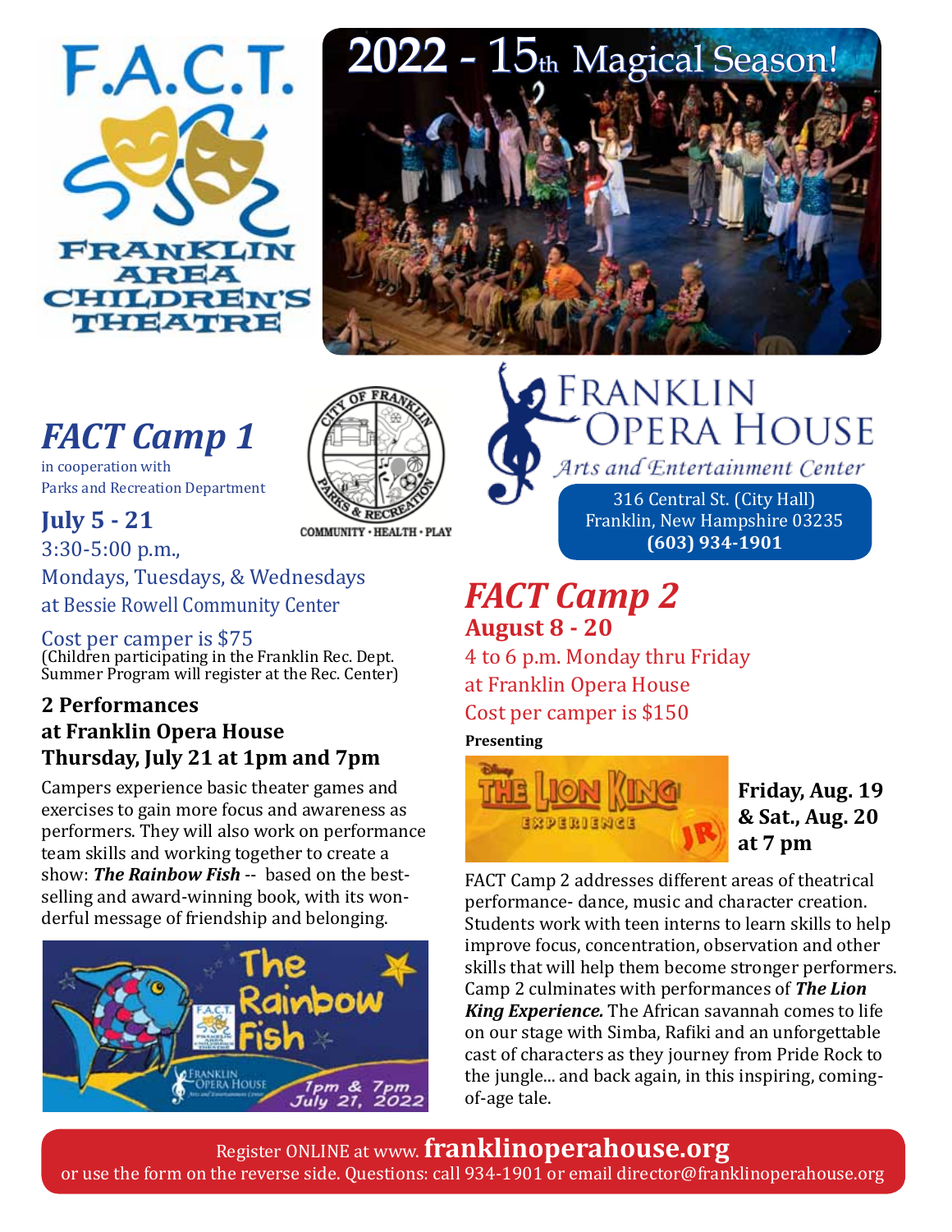# F.A.C.T.

FRANKLIN AREA CHILDREN'S THEATRE

## 2022 - 15th Magical Season!

## FACT Camp 1

in cooperation with Parks and Recreation Department

CITY OF FRANKLIN PARKS & RECREATION
COMMUNITY • HEALTH • PLAY

**July 5 - 21**

3:30-5:00 p.m.,
Mondays, Tuesdays, & Wednesdays
at Bessie Rowell Community Center

Cost per camper is $75
(Children participating in the Franklin Rec. Dept. Summer Program will register at the Rec. Center)

**2 Performances**
**at Franklin Opera House**
**Thursday, July 21 at 1pm and 7pm**

Campers experience basic theater games and exercises to gain more focus and awareness as performers. They will also work on performance team skills and working together to create a show: ***The Rainbow Fish*** -- based on the best-selling and award-winning book, with its wonderful message of friendship and belonging.

The Rainbow Fish
1pm & 7pm July 21, 2022

FRANKLIN OPERA HOUSE
*Arts and Entertainment Center*

316 Central St. (City Hall)
Franklin, New Hampshire 03235
**(603) 934-1901**

## FACT Camp 2

**August 8 - 20**

4 to 6 p.m. Monday thru Friday
at Franklin Opera House
Cost per camper is $150

**Presenting**

THE LION KING EXPERIENCE JR

**Friday, Aug. 19**
**& Sat., Aug. 20**
**at 7 pm**

FACT Camp 2 addresses different areas of theatrical performance- dance, music and character creation. Students work with teen interns to learn skills to help improve focus, concentration, observation and other skills that will help them become stronger performers. Camp 2 culminates with performances of ***The Lion King Experience.*** The African savannah comes to life on our stage with Simba, Rafiki and an unforgettable cast of characters as they journey from Pride Rock to the jungle... and back again, in this inspiring, coming-of-age tale.

Register ONLINE at www. **franklinoperahouse.org**
or use the form on the reverse side. Questions: call 934-1901 or email director@franklinoperahouse.org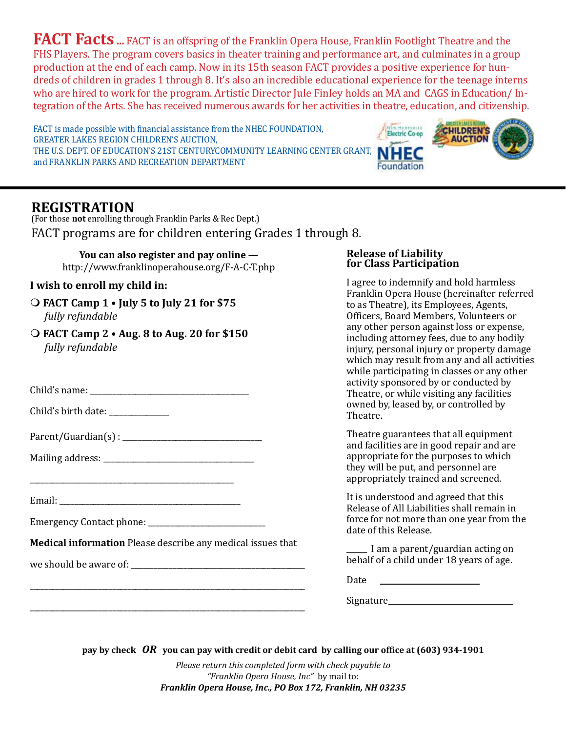**FACT Facts** ... FACT is an offspring of the Franklin Opera House, Franklin Footlight Theatre and the FHS Players. The program covers basics in theater training and performance art, and culminates in a group production at the end of each camp. Now in its 15th season FACT provides a positive experience for hundreds of children in grades 1 through 8. It's also an incredible educational experience for the teenage interns who are hired to work for the program. Artistic Director Jule Finley holds an MA and CAGS in Education/ Integration of the Arts. She has received numerous awards for her activities in theatre, education, and citizenship.

FACT is made possible with financial assistance from the NHEC FOUNDATION, GREATER LAKES REGION CHILDREN'S AUCTION, THE U.S. DEPT. OF EDUCATION'S 21ST CENTURYCOMMUNITY LEARNING CENTER GRANT, and FRANKLIN PARKS AND RECREATION DEPARTMENT

---

## REGISTRATION

(For those **not** enrolling through Franklin Parks & Rec Dept.)

FACT programs are for children entering Grades 1 through 8.

**You can also register and pay online —**
http://www.franklinoperahouse.org/F-A-C-T.php

**I wish to enroll my child in:**

❍ **FACT Camp 1 • July 5 to July 21 for $75**
*fully refundable*

❍ **FACT Camp 2 • Aug. 8 to Aug. 20 for $150**
*fully refundable*

Child's name: ___________________________

Child's birth date: __________

Parent/Guardian(s) : ______________________

Mailing address: _________________________

_________________________________

Email: ______________________________

Emergency Contact phone: __________________

**Medical information** Please describe any medical issues that we should be aware of: ____________________________

_____________________________________________

_____________________________________________

### Release of Liability for Class Participation

I agree to indemnify and hold harmless Franklin Opera House (hereinafter referred to as Theatre), its Employees, Agents, Officers, Board Members, Volunteers or any other person against loss or expense, including attorney fees, due to any bodily injury, personal injury or property damage which may result from any and all activities while participating in classes or any other activity sponsored by or conducted by Theatre, or while visiting any facilities owned by, leased by, or controlled by Theatre.

Theatre guarantees that all equipment and facilities are in good repair and are appropriate for the purposes to which they will be put, and personnel are appropriately trained and screened.

It is understood and agreed that this Release of All Liabilities shall remain in force for not more than one year from the date of this Release.

____ I am a parent/guardian acting on behalf of a child under 18 years of age.

Date ______________

Signature__________________

**pay by check** ***OR*** **you can pay with credit or debit card by calling our office at (603) 934-1901**

*Please return this completed form with check payable to "Franklin Opera House, Inc"* by mail to:
***Franklin Opera House, Inc., PO Box 172, Franklin, NH 03235***